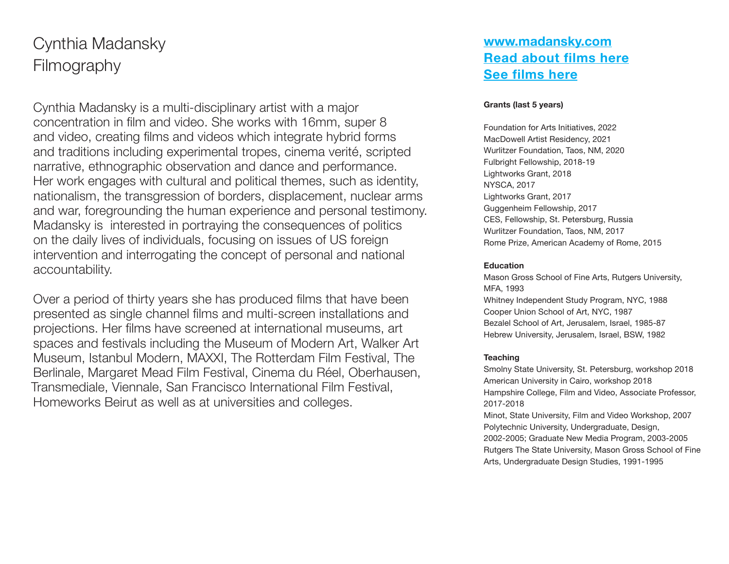# Cynthia Madansky
# Filmography

Cynthia Madansky is a multi-disciplinary artist with a major concentration in film and video. She works with 16mm, super 8 and video, creating films and videos which integrate hybrid forms and traditions including experimental tropes, cinema verité, scripted narrative, ethnographic observation and dance and performance. Her work engages with cultural and political themes, such as identity, nationalism, the transgression of borders, displacement, nuclear arms and war, foregrounding the human experience and personal testimony. Madansky is interested in portraying the consequences of politics on the daily lives of individuals, focusing on issues of US foreign intervention and interrogating the concept of personal and national accountability.

Over a period of thirty years she has produced films that have been presented as single channel films and multi-screen installations and projections. Her films have screened at international museums, art spaces and festivals including the Museum of Modern Art, Walker Art Museum, Istanbul Modern, MAXXI, The Rotterdam Film Festival, The Berlinale, Margaret Mead Film Festival, Cinema du Réel, Oberhausen, Transmediale, Viennale, San Francisco International Film Festival, Homeworks Beirut as well as at universities and colleges.

**www.madansky.com**
**Read about films here**
**See films here**

**Grants (last 5 years)**

Foundation for Arts Initiatives, 2022
MacDowell Artist Residency, 2021
Wurlitzer Foundation, Taos, NM, 2020
Fulbright Fellowship, 2018-19
Lightworks Grant, 2018
NYSCA, 2017
Lightworks Grant, 2017
Guggenheim Fellowship, 2017
CES, Fellowship, St. Petersburg, Russia
Wurlitzer Foundation, Taos, NM, 2017
Rome Prize, American Academy of Rome, 2015

**Education**

Mason Gross School of Fine Arts, Rutgers University, MFA, 1993
Whitney Independent Study Program, NYC, 1988
Cooper Union School of Art, NYC, 1987
Bezalel School of Art, Jerusalem, Israel, 1985-87
Hebrew University, Jerusalem, Israel, BSW, 1982

**Teaching**

Smolny State University, St. Petersburg, workshop 2018
American University in Cairo, workshop 2018
Hampshire College, Film and Video, Associate Professor, 2017-2018
Minot, State University, Film and Video Workshop, 2007
Polytechnic University, Undergraduate, Design, 2002-2005; Graduate New Media Program, 2003-2005
Rutgers The State University, Mason Gross School of Fine Arts, Undergraduate Design Studies, 1991-1995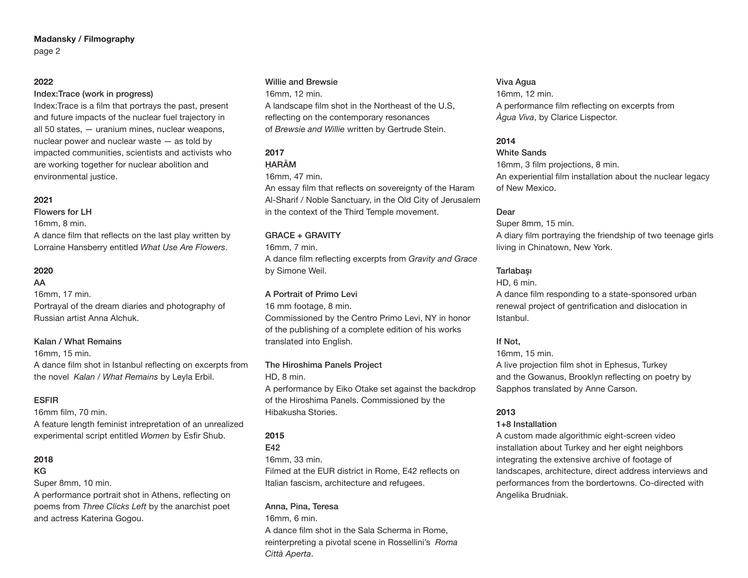## 2022

**Index:Trace (work in progress)**
Index:Trace is a film that portrays the past, present and future impacts of the nuclear fuel trajectory in all 50 states, — uranium mines, nuclear weapons, nuclear power and nuclear waste — as told by impacted communities, scientists and activists who are working together for nuclear abolition and environmental justice.

## 2021

**Flowers for LH**
16mm, 8 min.
A dance film that reflects on the last play written by Lorraine Hansberry entitled *What Use Are Flowers*.

## 2020

**AA**
16mm, 17 min.
Portrayal of the dream diaries and photography of Russian artist Anna Alchuk.

**Kalan / What Remains**
16mm, 15 min.
A dance film shot in Istanbul reflecting on excerpts from the novel *Kalan / What Remains* by Leyla Erbil.

**ESFIR**
16mm film, 70 min.
A feature length feminist intrepretation of an unrealized experimental script entitled *Women* by Esfir Shub.

## 2018

**KG**
Super 8mm, 10 min.
A performance portrait shot in Athens, reflecting on poems from *Three Clicks Left* by the anarchist poet and actress Katerina Gogou.

**Willie and Brewsie**
16mm, 12 min.
A landscape film shot in the Northeast of the U.S, reflecting on the contemporary resonances of *Brewsie and Willie* written by Gertrude Stein.

## 2017

**ḤARĀM**
16mm, 47 min.
An essay film that reflects on sovereignty of the Haram Al-Sharif / Noble Sanctuary, in the Old City of Jerusalem in the context of the Third Temple movement.

**GRACE + GRAVITY**
16mm, 7 min.
A dance film reflecting excerpts from *Gravity and Grace* by Simone Weil.

**A Portrait of Primo Levi**
16 mm footage, 8 min.
Commissioned by the Centro Primo Levi, NY in honor of the publishing of a complete edition of his works translated into English.

**The Hiroshima Panels Project**
HD, 8 min.
A performance by Eiko Otake set against the backdrop of the Hiroshima Panels. Commissioned by the Hibakusha Stories.

## 2015

**E42**
16mm, 33 min.
Filmed at the EUR district in Rome, E42 reflects on Italian fascism, architecture and refugees.

**Anna, Pina, Teresa**
16mm, 6 min.
A dance film shot in the Sala Scherma in Rome, reinterpreting a pivotal scene in Rossellini's *Roma Città Aperta*.

**Viva Agua**
16mm, 12 min.
A performance film reflecting on excerpts from *Àgua Viva*, by Clarice Lispector.

## 2014

**White Sands**
16mm, 3 film projections, 8 min.
An experiential film installation about the nuclear legacy of New Mexico.

**Dear**
Super 8mm, 15 min.
A diary film portraying the friendship of two teenage girls living in Chinatown, New York.

**Tarlabaşı**
HD, 6 min.
A dance film responding to a state-sponsored urban renewal project of gentrification and dislocation in Istanbul.

**If Not,**
16mm, 15 min.
A live projection film shot in Ephesus, Turkey and the Gowanus, Brooklyn reflecting on poetry by Sapphos translated by Anne Carson.

## 2013

**1+8 Installation**
A custom made algorithmic eight-screen video installation about Turkey and her eight neighbors integrating the extensive archive of footage of landscapes, architecture, direct address interviews and performances from the bordertowns. Co-directed with Angelika Brudniak.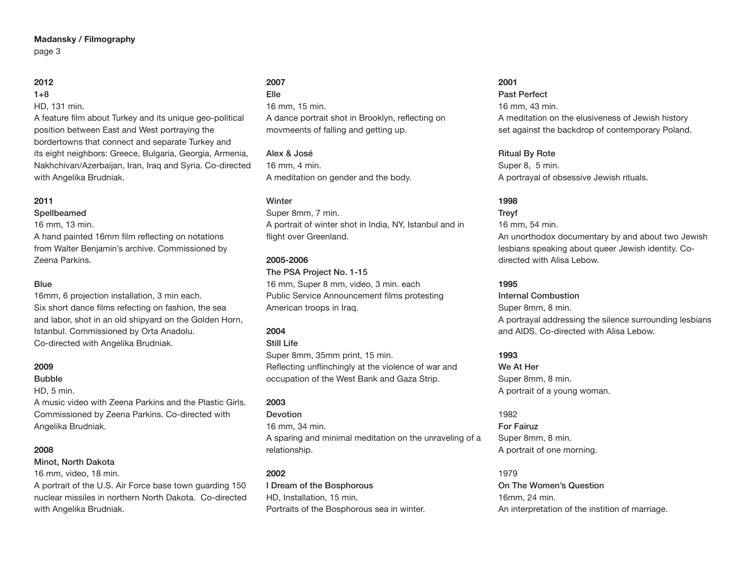### 2012

**1+8**
HD, 131 min.
A feature film about Turkey and its unique geo-political position between East and West portraying the bordertowns that connect and separate Turkey and its eight neighbors: Greece, Bulgaria, Georgia, Armenia, Nakhchivan/Azerbaijan, Iran, Iraq and Syria. Co-directed with Angelika Brudniak.

### 2011

**Spellbeamed**
16 mm, 13 min.
A hand painted 16mm film reflecting on notations from Walter Benjamin's archive. Commissioned by Zeena Parkins.

**Blue**
16mm, 6 projection installation, 3 min each.
Six short dance films refecting on fashion, the sea and labor, shot in an old shipyard on the Golden Horn, Istanbul. Commissioned by Orta Anadolu.
Co-directed with Angelika Brudniak.

### 2009

**Bubble**
HD, 5 min.
A music video with Zeena Parkins and the Plastic Girls. Commissioned by Zeena Parkins. Co-directed with Angelika Brudniak.

### 2008

**Minot, North Dakota**
16 mm, video, 18 min.
A portrait of the U.S. Air Force base town guarding 150 nuclear missiles in northern North Dakota. Co-directed with Angelika Brudniak.

### 2007

**Elle**
16 mm, 15 min.
A dance portrait shot in Brooklyn, reflecting on movmeents of falling and getting up.

**Alex & José**
16 mm, 4 min.
A meditation on gender and the body.

**Winter**
Super 8mm, 7 min.
A portrait of winter shot in India, NY, Istanbul and in flight over Greenland.

### 2005-2006

**The PSA Project No. 1-15**
16 mm, Super 8 mm, video, 3 min. each
Public Service Announcement films protesting American troops in Iraq.

### 2004

**Still Life**
Super 8mm, 35mm print, 15 min.
Reflecting unflinchingly at the violence of war and occupation of the West Bank and Gaza Strip.

### 2003

**Devotion**
16 mm, 34 min.
A sparing and minimal meditation on the unraveling of a relationship.

### 2002

**I Dream of the Bosphorous**
HD, Installation, 15 min.
Portraits of the Bosphorous sea in winter.

### 2001

**Past Perfect**
16 mm, 43 min.
A meditation on the elusiveness of Jewish history set against the backdrop of contemporary Poland.

**Ritual By Rote**
Super 8, 5 min.
A portrayal of obsessive Jewish rituals.

### 1998

**Treyf**
16 mm, 54 min.
An unorthodox documentary by and about two Jewish lesbians speaking about queer Jewish identity. Co-directed with Alisa Lebow.

### 1995

**Internal Combustion**
Super 8mm, 8 min.
A portrayal addressing the silence surrounding lesbians and AIDS. Co-directed with Alisa Lebow.

### 1993

**We At Her**
Super 8mm, 8 min.
A portrait of a young woman.

### 1982

**For Fairuz**
Super 8mm, 8 min.
A portrait of one morning.

### 1979

**On The Women's Question**
16mm, 24 min.
An interpretation of the instition of marriage.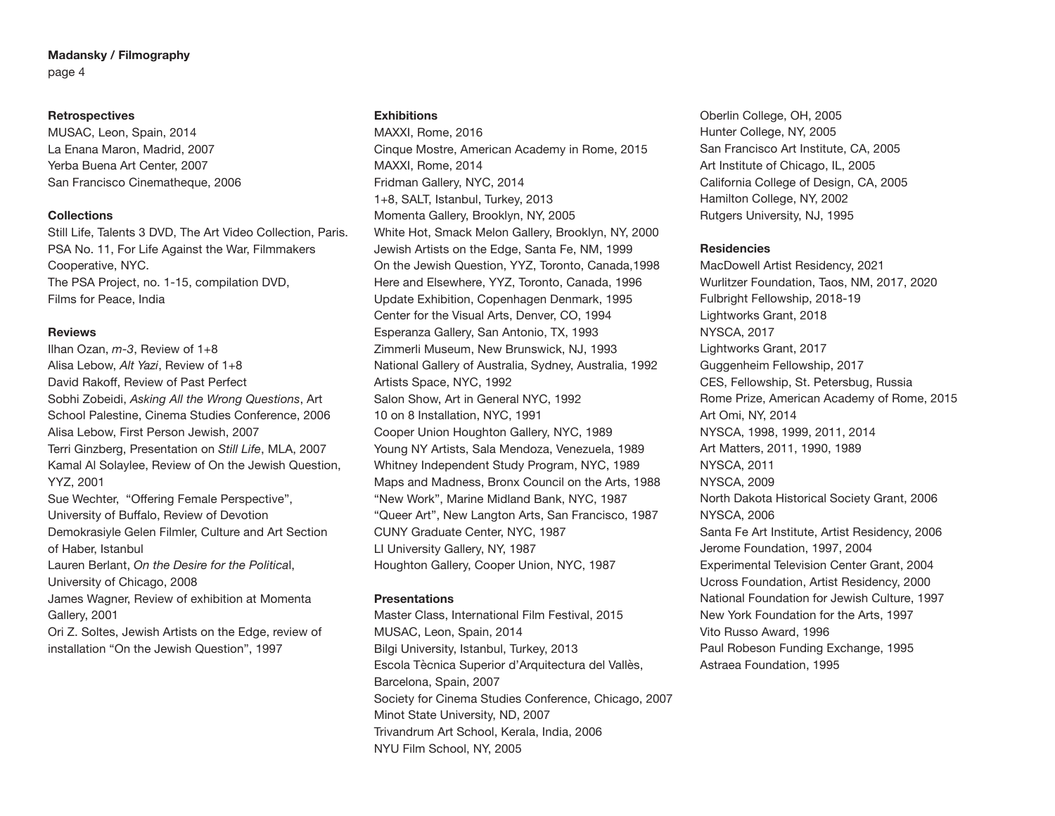### Retrospectives

MUSAC, Leon, Spain, 2014
La Enana Maron, Madrid, 2007
Yerba Buena Art Center, 2007
San Francisco Cinematheque, 2006

### Collections

Still Life, Talents 3 DVD, The Art Video Collection, Paris.
PSA No. 11, For Life Against the War, Filmmakers Cooperative, NYC.
The PSA Project, no. 1-15, compilation DVD, Films for Peace, India

### Reviews

Ilhan Ozan, *m-3*, Review of 1+8
Alisa Lebow, *Alt Yazi*, Review of 1+8
David Rakoff, Review of Past Perfect
Sobhi Zobeidi, *Asking All the Wrong Questions*, Art School Palestine, Cinema Studies Conference, 2006
Alisa Lebow, First Person Jewish, 2007
Terri Ginzberg, Presentation on *Still Life*, MLA, 2007
Kamal Al Solaylee, Review of On the Jewish Question, YYZ, 2001
Sue Wechter, "Offering Female Perspective", University of Buffalo, Review of Devotion
Demokrasiyle Gelen Filmler, Culture and Art Section of Haber, Istanbul
Lauren Berlant, *On the Desire for the Politica*l, University of Chicago, 2008
James Wagner, Review of exhibition at Momenta Gallery, 2001
Ori Z. Soltes, Jewish Artists on the Edge, review of installation "On the Jewish Question", 1997

### Exhibitions

MAXXI, Rome, 2016
Cinque Mostre, American Academy in Rome, 2015
MAXXI, Rome, 2014
Fridman Gallery, NYC, 2014
1+8, SALT, Istanbul, Turkey, 2013
Momenta Gallery, Brooklyn, NY, 2005
White Hot, Smack Melon Gallery, Brooklyn, NY, 2000
Jewish Artists on the Edge, Santa Fe, NM, 1999
On the Jewish Question, YYZ, Toronto, Canada,1998
Here and Elsewhere, YYZ, Toronto, Canada, 1996
Update Exhibition, Copenhagen Denmark, 1995
Center for the Visual Arts, Denver, CO, 1994
Esperanza Gallery, San Antonio, TX, 1993
Zimmerli Museum, New Brunswick, NJ, 1993
National Gallery of Australia, Sydney, Australia, 1992
Artists Space, NYC, 1992
Salon Show, Art in General NYC, 1992
10 on 8 Installation, NYC, 1991
Cooper Union Houghton Gallery, NYC, 1989
Young NY Artists, Sala Mendoza, Venezuela, 1989
Whitney Independent Study Program, NYC, 1989
Maps and Madness, Bronx Council on the Arts, 1988
"New Work", Marine Midland Bank, NYC, 1987
"Queer Art", New Langton Arts, San Francisco, 1987
CUNY Graduate Center, NYC, 1987
LI University Gallery, NY, 1987
Houghton Gallery, Cooper Union, NYC, 1987

### Presentations

Master Class, International Film Festival, 2015
MUSAC, Leon, Spain, 2014
Bilgi University, Istanbul, Turkey, 2013
Escola Tècnica Superior d'Arquitectura del Vallès, Barcelona, Spain, 2007
Society for Cinema Studies Conference, Chicago, 2007
Minot State University, ND, 2007
Trivandrum Art School, Kerala, India, 2006
NYU Film School, NY, 2005
Oberlin College, OH, 2005
Hunter College, NY, 2005
San Francisco Art Institute, CA, 2005
Art Institute of Chicago, IL, 2005
California College of Design, CA, 2005
Hamilton College, NY, 2002
Rutgers University, NJ, 1995

### Residencies

MacDowell Artist Residency, 2021
Wurlitzer Foundation, Taos, NM, 2017, 2020
Fulbright Fellowship, 2018-19
Lightworks Grant, 2018
NYSCA, 2017
Lightworks Grant, 2017
Guggenheim Fellowship, 2017
CES, Fellowship, St. Petersbug, Russia
Rome Prize, American Academy of Rome, 2015
Art Omi, NY, 2014
NYSCA, 1998, 1999, 2011, 2014
Art Matters, 2011, 1990, 1989
NYSCA, 2011
NYSCA, 2009
North Dakota Historical Society Grant, 2006
NYSCA, 2006
Santa Fe Art Institute, Artist Residency, 2006
Jerome Foundation, 1997, 2004
Experimental Television Center Grant, 2004
Ucross Foundation, Artist Residency, 2000
National Foundation for Jewish Culture, 1997
New York Foundation for the Arts, 1997
Vito Russo Award, 1996
Paul Robeson Funding Exchange, 1995
Astraea Foundation, 1995